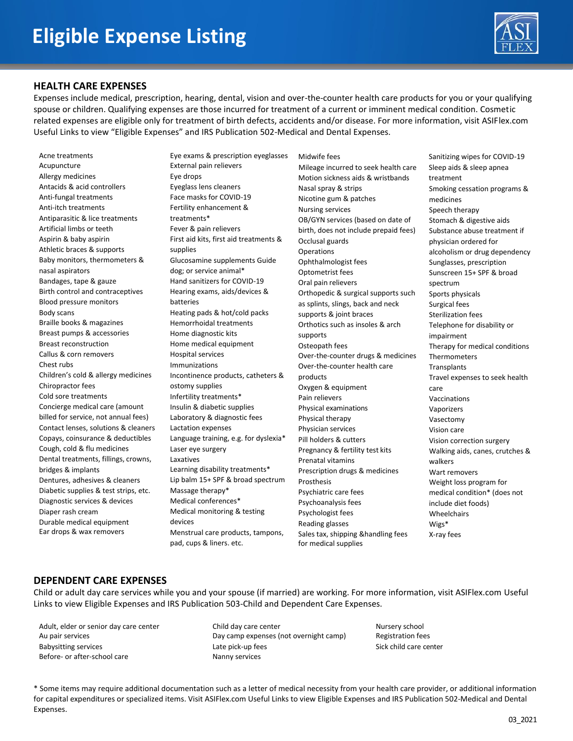# Eligible Expense Listing

## HEALTH CARE EXPENSES

Expenses include medical, prescription, hearing, dental, vision and over-the-counter health care products for you or your qualifying spouse or children. Qualifying expenses are those incurred for treatment of a current or imminent medical condition. Cosmetic related expenses are eligible only for treatment of birth defects, accidents and/or disease. For more information, visit ASIFlex.com Useful Links to view "Eligible Expenses" and IRS Publication 502-Medical and Dental Expenses.

- Acne treatments
- Acupuncture
- Allergy medicines
- Antacids & acid controllers
- Anti-fungal treatments
- Anti-itch treatments
- Antiparasitic & lice treatments
- Artificial limbs or teeth
- Aspirin & baby aspirin
- Athletic braces & supports
- Baby monitors, thermometers & nasal aspirators
- Bandages, tape & gauze
- Birth control and contraceptives
- Blood pressure monitors
- Body scans
- Braille books & magazines
- Breast pumps & accessories
- Breast reconstruction
- Callus & corn removers
- Chest rubs
- Children's cold & allergy medicines
- Chiropractor fees
- Cold sore treatments
- Concierge medical care (amount billed for service, not annual fees)
- Contact lenses, solutions & cleaners
- Copays, coinsurance & deductibles
- Cough, cold & flu medicines
- Dental treatments, fillings, crowns, bridges & implants
- Dentures, adhesives & cleaners
- Diabetic supplies & test strips, etc.
- Diagnostic services & devices
- Diaper rash cream
- Durable medical equipment
- Ear drops & wax removers
- Eye exams & prescription eyeglasses
- External pain relievers
- Eye drops
- Eyeglass lens cleaners
- Face masks for COVID-19
- Fertility enhancement & treatments*
- Fever & pain relievers
- First aid kits, first aid treatments & supplies
- Glucosamine supplements Guide dog; or service animal*
- Hand sanitizers for COVID-19
- Hearing exams, aids/devices & batteries
- Heating pads & hot/cold packs
- Hemorrhoidal treatments
- Home diagnostic kits
- Home medical equipment
- Hospital services
- Immunizations
- Incontinence products, catheters & ostomy supplies
- Infertility treatments*
- Insulin & diabetic supplies
- Laboratory & diagnostic fees
- Lactation expenses
- Language training, e.g. for dyslexia*
- Laser eye surgery
- Laxatives
- Learning disability treatments*
- Lip balm 15+ SPF & broad spectrum
- Massage therapy*
- Medical conferences*
- Medical monitoring & testing devices
- Menstrual care products, tampons, pad, cups & liners. etc.
- Midwife fees
- Mileage incurred to seek health care
- Motion sickness aids & wristbands
- Nasal spray & strips
- Nicotine gum & patches
- Nursing services
- OB/GYN services (based on date of birth, does not include prepaid fees)
- Occlusal guards
- Operations
- Ophthalmologist fees
- Optometrist fees
- Oral pain relievers
- Orthopedic & surgical supports such as splints, slings, back and neck supports & joint braces
- Orthotics such as insoles & arch supports
- Osteopath fees
- Over-the-counter drugs & medicines
- Over-the-counter health care products
- Oxygen & equipment
- Pain relievers
- Physical examinations
- Physical therapy
- Physician services
- Pill holders & cutters
- Pregnancy & fertility test kits
- Prenatal vitamins
- Prescription drugs & medicines
- Prosthesis
- Psychiatric care fees
- Psychoanalysis fees
- Psychologist fees
- Reading glasses
- Sales tax, shipping &handling fees for medical supplies
- Sanitizing wipes for COVID-19
- Sleep aids & sleep apnea treatment
- Smoking cessation programs & medicines
- Speech therapy
- Stomach & digestive aids
- Substance abuse treatment if physician ordered for alcoholism or drug dependency
- Sunglasses, prescription
- Sunscreen 15+ SPF & broad spectrum
- Sports physicals
- Surgical fees
- Sterilization fees
- Telephone for disability or impairment
- Therapy for medical conditions
- Thermometers
- Transplants
- Travel expenses to seek health care
- Vaccinations
- Vaporizers
- Vasectomy
- Vision care
- Vision correction surgery
- Walking aids, canes, crutches & walkers
- Wart removers
- Weight loss program for medical condition* (does not include diet foods)
- Wheelchairs
- Wigs*
- X-ray fees

## DEPENDENT CARE EXPENSES

Child or adult day care services while you and your spouse (if married) are working. For more information, visit ASIFlex.com Useful Links to view Eligible Expenses and IRS Publication 503-Child and Dependent Care Expenses.

- Adult, elder or senior day care center
- Au pair services
- Babysitting services
- Before- or after-school care
- Child day care center
- Day camp expenses (not overnight camp)
- Late pick-up fees
- Nanny services
- Nursery school
- Registration fees
- Sick child care center

\* Some items may require additional documentation such as a letter of medical necessity from your health care provider, or additional information for capital expenditures or specialized items. Visit ASIFlex.com Useful Links to view Eligible Expenses and IRS Publication 502-Medical and Dental Expenses.

03_2021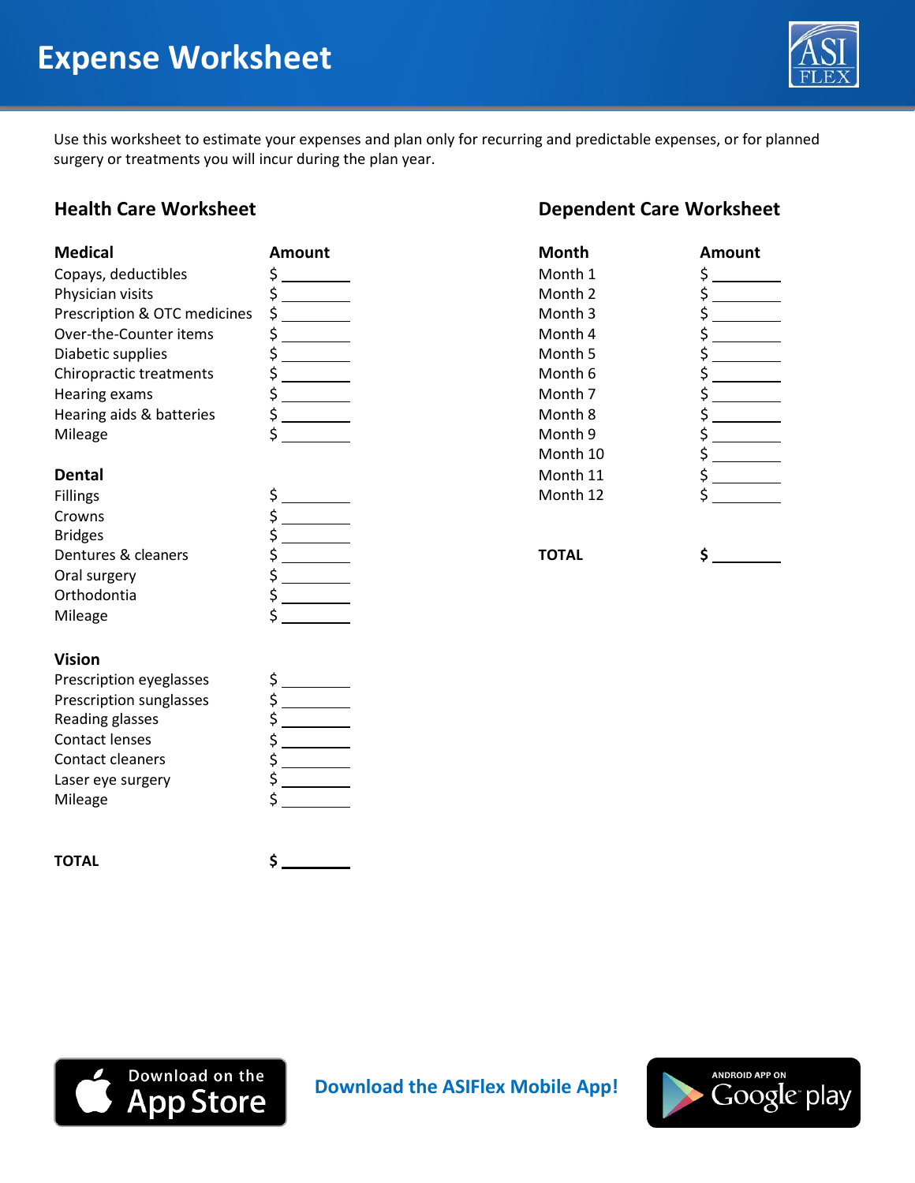# Expense Worksheet

Use this worksheet to estimate your expenses and plan only for recurring and predictable expenses, or for planned surgery or treatments you will incur during the plan year.

## Health Care Worksheet

| Medical | Amount |
| --- | --- |
| Copays, deductibles | $ ________ |
| Physician visits | $ ________ |
| Prescription & OTC medicines | $ ________ |
| Over-the-Counter items | $ ________ |
| Diabetic supplies | $ ________ |
| Chiropractic treatments | $ ________ |
| Hearing exams | $ ________ |
| Hearing aids & batteries | $ ________ |
| Mileage | $ ________ |
| **Dental** | |
| Fillings | $ ________ |
| Crowns | $ ________ |
| Bridges | $ ________ |
| Dentures & cleaners | $ ________ |
| Oral surgery | $ ________ |
| Orthodontia | $ ________ |
| Mileage | $ ________ |
| **Vision** | |
| Prescription eyeglasses | $ ________ |
| Prescription sunglasses | $ ________ |
| Reading glasses | $ ________ |
| Contact lenses | $ ________ |
| Contact cleaners | $ ________ |
| Laser eye surgery | $ ________ |
| Mileage | $ ________ |
| **TOTAL** | **$ ________** |

## Dependent Care Worksheet

| Month | Amount |
| --- | --- |
| Month 1 | $ ________ |
| Month 2 | $ ________ |
| Month 3 | $ ________ |
| Month 4 | $ ________ |
| Month 5 | $ ________ |
| Month 6 | $ ________ |
| Month 7 | $ ________ |
| Month 8 | $ ________ |
| Month 9 | $ ________ |
| Month 10 | $ ________ |
| Month 11 | $ ________ |
| Month 12 | $ ________ |
| **TOTAL** | **$ ________** |

Download on the App Store

**Download the ASIFlex Mobile App!**

Android App on Google play